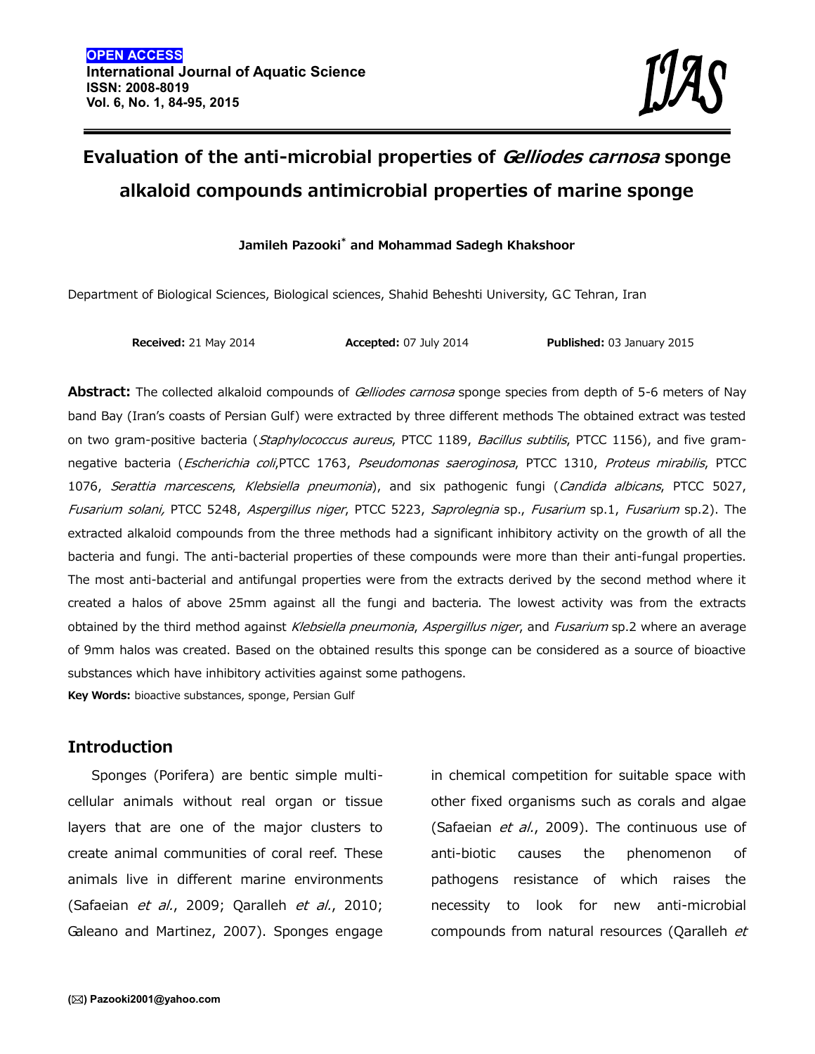# Evaluation of the anti-microbial properties of *Gelliodes carnosa* sponge alkaloid compounds antimicrobial properties of marine sponge

**Jamileh Pazooki*** **and Mohammad Sadegh Khakshoor**

Department of Biological Sciences, Biological sciences, Shahid Beheshti University, G.C Tehran, Iran

**Received:** 21 May 2014 **Accepted:** 07 July 2014 **Published:** 03 January 2015

**Abstract:** The collected alkaloid compounds of *Gelliodes carnosa* sponge species from depth of 5-6 meters of Nay band Bay (Iran's coasts of Persian Gulf) were extracted by three different methods The obtained extract was tested on two gram-positive bacteria (*Staphylococcus aureus*, PTCC 1189, *Bacillus subtilis*, PTCC 1156), and five gram-negative bacteria (*Escherichia coli*,PTCC 1763, *Pseudomonas saeroginosa*, PTCC 1310, *Proteus mirabilis*, PTCC 1076, *Serattia marcescens*, *Klebsiella pneumonia*), and six pathogenic fungi (*Candida albicans*, PTCC 5027, *Fusarium solani,* PTCC 5248, *Aspergillus niger*, PTCC 5223, *Saprolegnia* sp., *Fusarium* sp.1, *Fusarium* sp.2). The extracted alkaloid compounds from the three methods had a significant inhibitory activity on the growth of all the bacteria and fungi. The anti-bacterial properties of these compounds were more than their anti-fungal properties. The most anti-bacterial and antifungal properties were from the extracts derived by the second method where it created a halos of above 25mm against all the fungi and bacteria. The lowest activity was from the extracts obtained by the third method against *Klebsiella pneumonia*, *Aspergillus niger*, and *Fusarium* sp.2 where an average of 9mm halos was created. Based on the obtained results this sponge can be considered as a source of bioactive substances which have inhibitory activities against some pathogens.

**Key Words:** bioactive substances, sponge, Persian Gulf

## Introduction

Sponges (Porifera) are bentic simple multi-cellular animals without real organ or tissue layers that are one of the major clusters to create animal communities of coral reef. These animals live in different marine environments (Safaeian *et al.*, 2009; Qaralleh *et al.*, 2010; Galeano and Martinez, 2007). Sponges engage in chemical competition for suitable space with other fixed organisms such as corals and algae (Safaeian *et al.*, 2009). The continuous use of anti-biotic causes the phenomenon of pathogens resistance of which raises the necessity to look for new anti-microbial compounds from natural resources (Qaralleh *et*

(✉) Pazooki2001@yahoo.com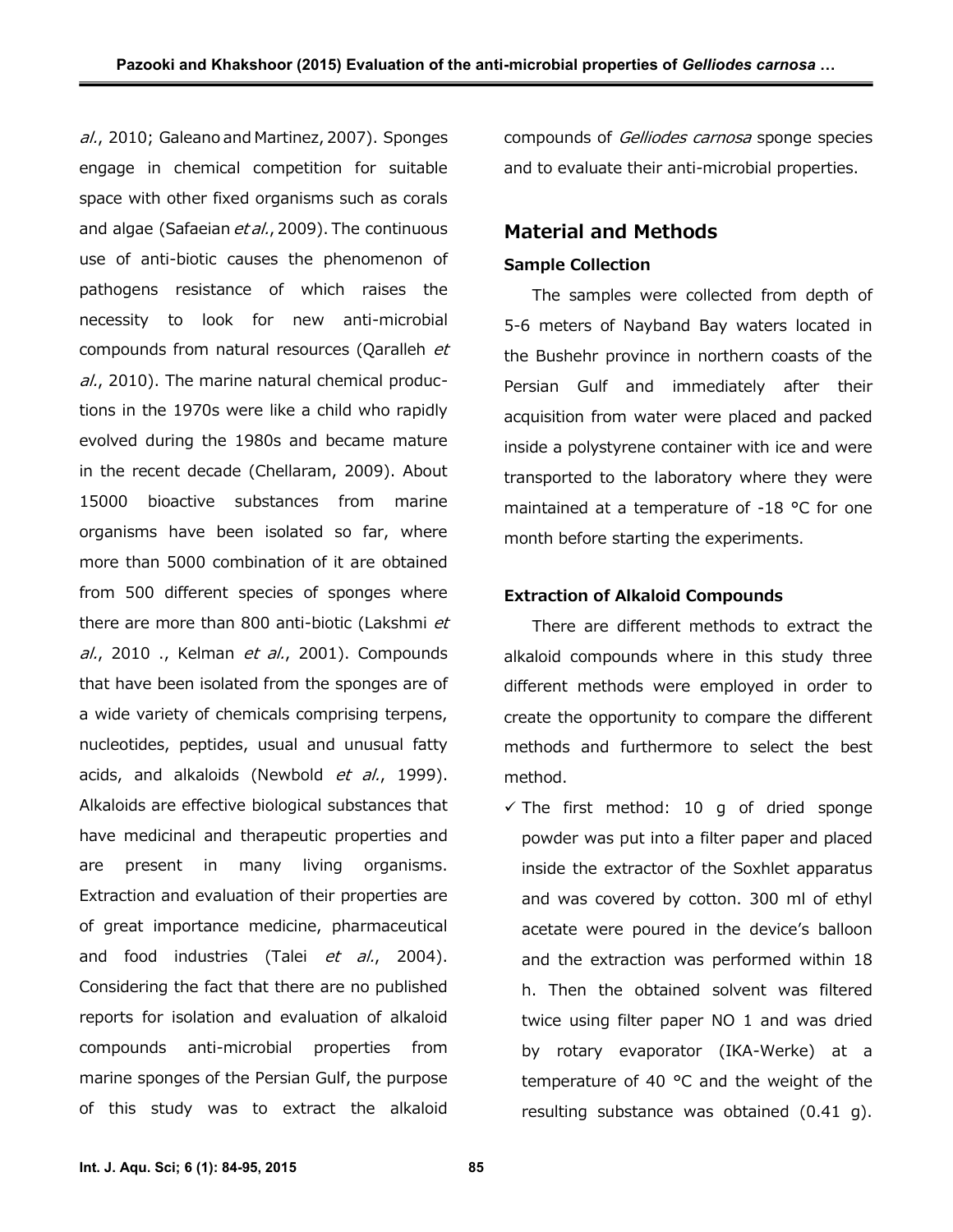*al.*, 2010; Galeano and Martinez, 2007). Sponges engage in chemical competition for suitable space with other fixed organisms such as corals and algae (Safaeian *et al.*, 2009). The continuous use of anti-biotic causes the phenomenon of pathogens resistance of which raises the necessity to look for new anti-microbial compounds from natural resources (Qaralleh *et al.*, 2010). The marine natural chemical productions in the 1970s were like a child who rapidly evolved during the 1980s and became mature in the recent decade (Chellaram, 2009). About 15000 bioactive substances from marine organisms have been isolated so far, where more than 5000 combination of it are obtained from 500 different species of sponges where there are more than 800 anti-biotic (Lakshmi *et al.*, 2010 ., Kelman *et al.*, 2001). Compounds that have been isolated from the sponges are of a wide variety of chemicals comprising terpens, nucleotides, peptides, usual and unusual fatty acids, and alkaloids (Newbold *et al.*, 1999). Alkaloids are effective biological substances that have medicinal and therapeutic properties and are present in many living organisms. Extraction and evaluation of their properties are of great importance medicine, pharmaceutical and food industries (Talei *et al.*, 2004). Considering the fact that there are no published reports for isolation and evaluation of alkaloid compounds anti-microbial properties from marine sponges of the Persian Gulf, the purpose of this study was to extract the alkaloid compounds of *Gelliodes carnosa* sponge species and to evaluate their anti-microbial properties.

## Material and Methods

### Sample Collection

The samples were collected from depth of 5-6 meters of Nayband Bay waters located in the Bushehr province in northern coasts of the Persian Gulf and immediately after their acquisition from water were placed and packed inside a polystyrene container with ice and were transported to the laboratory where they were maintained at a temperature of -18 °C for one month before starting the experiments.

### Extraction of Alkaloid Compounds

There are different methods to extract the alkaloid compounds where in this study three different methods were employed in order to create the opportunity to compare the different methods and furthermore to select the best method.

- ✓ The first method: 10 g of dried sponge powder was put into a filter paper and placed inside the extractor of the Soxhlet apparatus and was covered by cotton. 300 ml of ethyl acetate were poured in the device's balloon and the extraction was performed within 18 h. Then the obtained solvent was filtered twice using filter paper NO 1 and was dried by rotary evaporator (IKA-Werke) at a temperature of 40 °C and the weight of the resulting substance was obtained (0.41 g).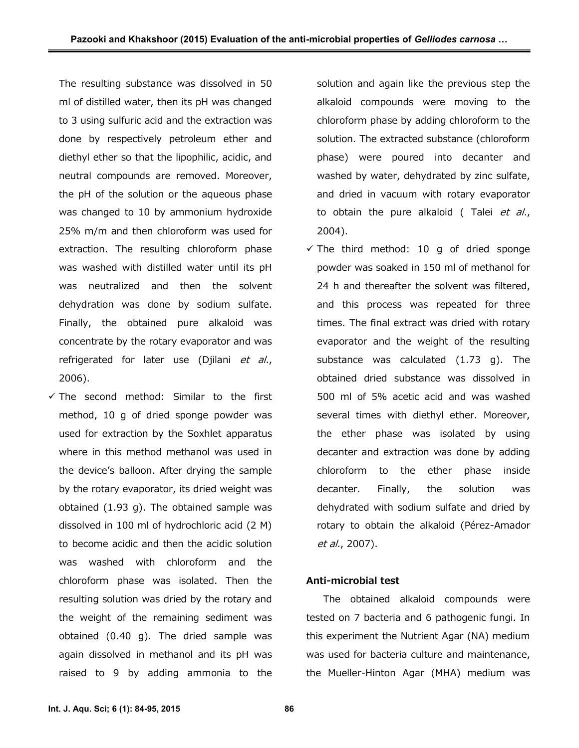The resulting substance was dissolved in 50 ml of distilled water, then its pH was changed to 3 using sulfuric acid and the extraction was done by respectively petroleum ether and diethyl ether so that the lipophilic, acidic, and neutral compounds are removed. Moreover, the pH of the solution or the aqueous phase was changed to 10 by ammonium hydroxide 25% m/m and then chloroform was used for extraction. The resulting chloroform phase was washed with distilled water until its pH was neutralized and then the solvent dehydration was done by sodium sulfate. Finally, the obtained pure alkaloid was concentrate by the rotary evaporator and was refrigerated for later use (Djilani *et al.*, 2006).

- ✓ The second method: Similar to the first method, 10 g of dried sponge powder was used for extraction by the Soxhlet apparatus where in this method methanol was used in the device's balloon. After drying the sample by the rotary evaporator, its dried weight was obtained (1.93 g). The obtained sample was dissolved in 100 ml of hydrochloric acid (2 M) to become acidic and then the acidic solution was washed with chloroform and the chloroform phase was isolated. Then the resulting solution was dried by the rotary and the weight of the remaining sediment was obtained (0.40 g). The dried sample was again dissolved in methanol and its pH was raised to 9 by adding ammonia to the solution and again like the previous step the alkaloid compounds were moving to the chloroform phase by adding chloroform to the solution. The extracted substance (chloroform phase) were poured into decanter and washed by water, dehydrated by zinc sulfate, and dried in vacuum with rotary evaporator to obtain the pure alkaloid ( Talei *et al.*, 2004).
- ✓ The third method: 10 g of dried sponge powder was soaked in 150 ml of methanol for 24 h and thereafter the solvent was filtered, and this process was repeated for three times. The final extract was dried with rotary evaporator and the weight of the resulting substance was calculated (1.73 g). The obtained dried substance was dissolved in 500 ml of 5% acetic acid and was washed several times with diethyl ether. Moreover, the ether phase was isolated by using decanter and extraction was done by adding chloroform to the ether phase inside decanter. Finally, the solution was dehydrated with sodium sulfate and dried by rotary to obtain the alkaloid (Pérez-Amador *et al.*, 2007).

#### Anti-microbial test

The obtained alkaloid compounds were tested on 7 bacteria and 6 pathogenic fungi. In this experiment the Nutrient Agar (NA) medium was used for bacteria culture and maintenance, the Mueller-Hinton Agar (MHA) medium was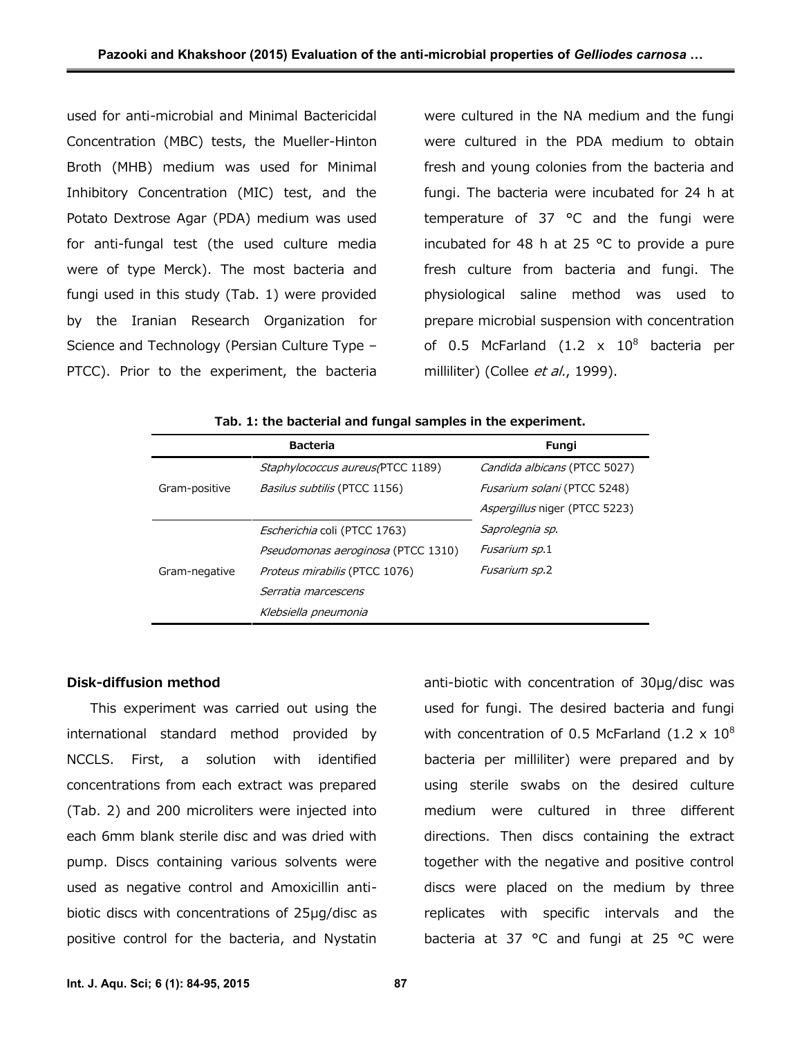used for anti-microbial and Minimal Bactericidal Concentration (MBC) tests, the Mueller-Hinton Broth (MHB) medium was used for Minimal Inhibitory Concentration (MIC) test, and the Potato Dextrose Agar (PDA) medium was used for anti-fungal test (the used culture media were of type Merck). The most bacteria and fungi used in this study (Tab. 1) were provided by the Iranian Research Organization for Science and Technology (Persian Culture Type – PTCC). Prior to the experiment, the bacteria were cultured in the NA medium and the fungi were cultured in the PDA medium to obtain fresh and young colonies from the bacteria and fungi. The bacteria were incubated for 24 h at temperature of 37 °C and the fungi were incubated for 48 h at 25 °C to provide a pure fresh culture from bacteria and fungi. The physiological saline method was used to prepare microbial suspension with concentration of 0.5 McFarland ($1.2 \times 10^8$ bacteria per milliliter) (Collee *et al.*, 1999).

**Tab. 1: the bacterial and fungal samples in the experiment.**

| | Bacteria | Fungi |
|---|---|---|
| Gram-positive | *Staphylococcus aureus*(PTCC 1189) | *Candida albicans* (PTCC 5027) |
| | *Basilus subtilis* (PTCC 1156) | *Fusarium solani* (PTCC 5248) |
| | | *Aspergillus* niger (PTCC 5223) |
| Gram-negative | *Escherichia* coli (PTCC 1763) | *Saprolegnia sp.* |
| | *Pseudomonas aeroginosa* (PTCC 1310) | *Fusarium sp.*1 |
| | *Proteus mirabilis* (PTCC 1076) | *Fusarium sp.*2 |
| | *Serratia marcescens* | |
| | *Klebsiella pneumonia* | |

### Disk-diffusion method

This experiment was carried out using the international standard method provided by NCCLS. First, a solution with identified concentrations from each extract was prepared (Tab. 2) and 200 microliters were injected into each 6mm blank sterile disc and was dried with pump. Discs containing various solvents were used as negative control and Amoxicillin anti-biotic discs with concentrations of 25µg/disc as positive control for the bacteria, and Nystatin anti-biotic with concentration of 30µg/disc was used for fungi. The desired bacteria and fungi with concentration of 0.5 McFarland ($1.2 \times 10^8$ bacteria per milliliter) were prepared and by using sterile swabs on the desired culture medium were cultured in three different directions. Then discs containing the extract together with the negative and positive control discs were placed on the medium by three replicates with specific intervals and the bacteria at 37 °C and fungi at 25 °C were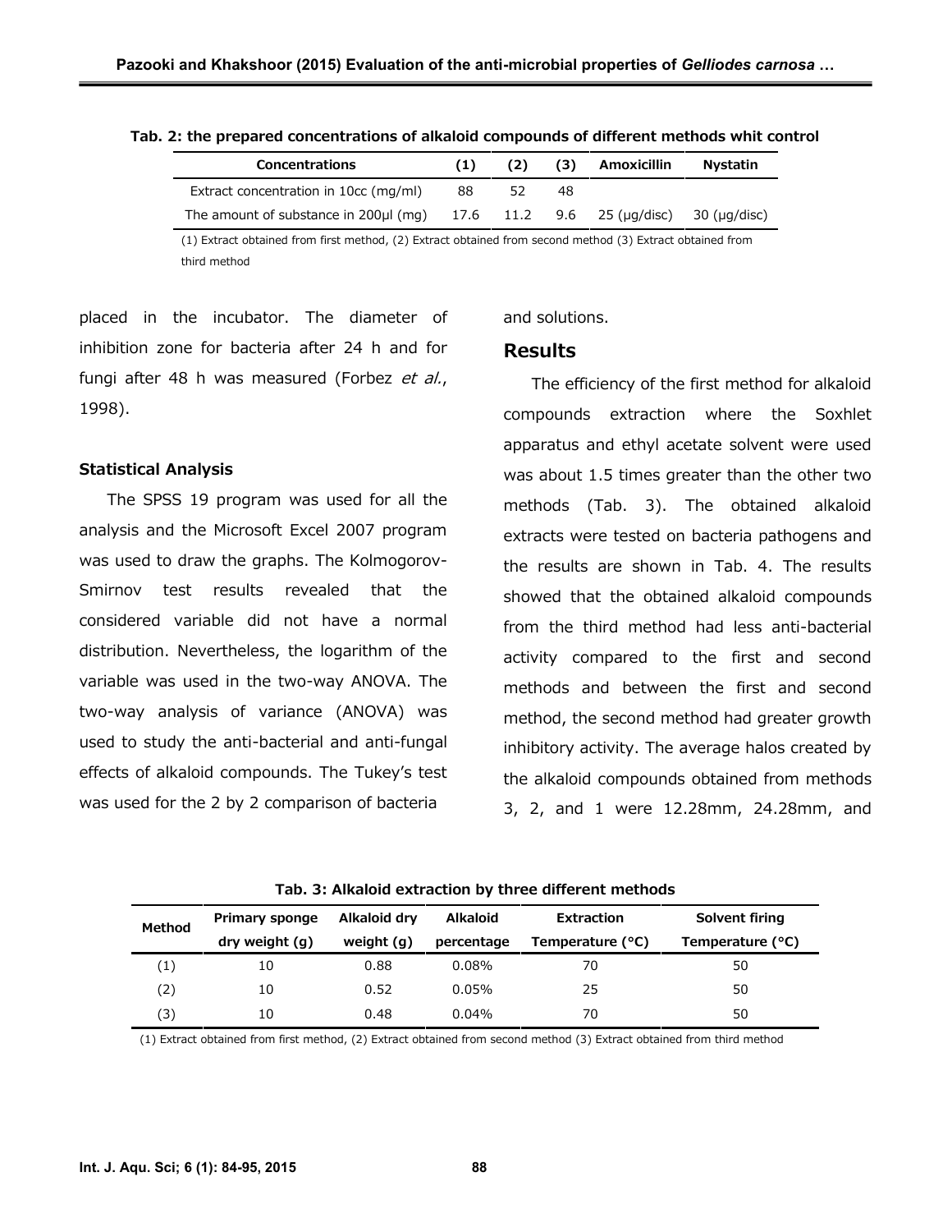**Tab. 2: the prepared concentrations of alkaloid compounds of different methods whit control**

| Concentrations | (1) | (2) | (3) | Amoxicillin | Nystatin |
|---|---|---|---|---|---|
| Extract concentration in 10cc (mg/ml) | 88 | 52 | 48 | | |
| The amount of substance in 200µl (mg) | 17.6 | 11.2 | 9.6 | 25 (µg/disc) | 30 (µg/disc) |

(1) Extract obtained from first method, (2) Extract obtained from second method (3) Extract obtained from third method

placed in the incubator. The diameter of inhibition zone for bacteria after 24 h and for fungi after 48 h was measured (Forbez *et al.*, 1998).

### Statistical Analysis

The SPSS 19 program was used for all the analysis and the Microsoft Excel 2007 program was used to draw the graphs. The Kolmogorov-Smirnov test results revealed that the considered variable did not have a normal distribution. Nevertheless, the logarithm of the variable was used in the two-way ANOVA. The two-way analysis of variance (ANOVA) was used to study the anti-bacterial and anti-fungal effects of alkaloid compounds. The Tukey's test was used for the 2 by 2 comparison of bacteria and solutions.

## Results

The efficiency of the first method for alkaloid compounds extraction where the Soxhlet apparatus and ethyl acetate solvent were used was about 1.5 times greater than the other two methods (Tab. 3). The obtained alkaloid extracts were tested on bacteria pathogens and the results are shown in Tab. 4. The results showed that the obtained alkaloid compounds from the third method had less anti-bacterial activity compared to the first and second methods and between the first and second method, the second method had greater growth inhibitory activity. The average halos created by the alkaloid compounds obtained from methods 3, 2, and 1 were 12.28mm, 24.28mm, and

**Tab. 3: Alkaloid extraction by three different methods**

| Method | Primary sponge dry weight (g) | Alkaloid dry weight (g) | Alkaloid percentage | Extraction Temperature (°C) | Solvent firing Temperature (°C) |
|---|---|---|---|---|---|
| (1) | 10 | 0.88 | 0.08% | 70 | 50 |
| (2) | 10 | 0.52 | 0.05% | 25 | 50 |
| (3) | 10 | 0.48 | 0.04% | 70 | 50 |

(1) Extract obtained from first method, (2) Extract obtained from second method (3) Extract obtained from third method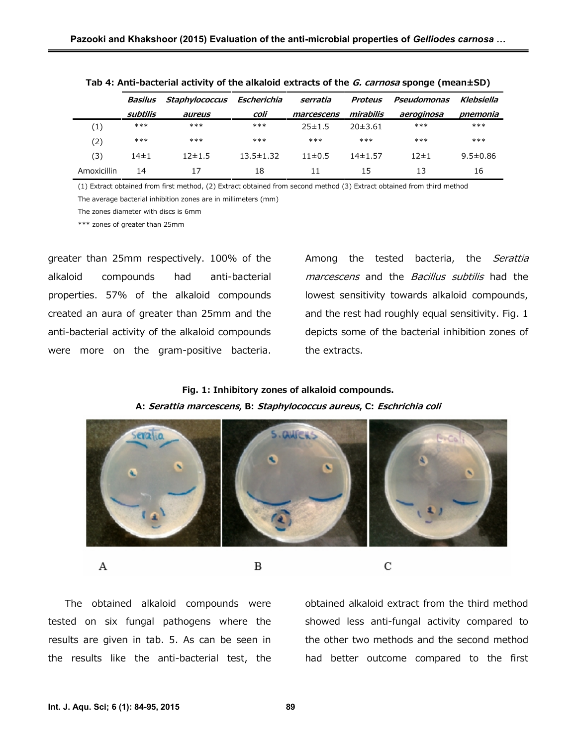**Tab 4: Anti-bacterial activity of the alkaloid extracts of the *G. carnosa* sponge (mean±SD)**

| | *Basilus subtilis* | *Staphylococcus aureus* | *Escherichia coli* | *serratia marcescens* | *Proteus mirabilis* | *Pseudomonas aeroginosa* | *Klebsiella pnemonia* |
|---|---|---|---|---|---|---|---|
| (1) | *** | *** | *** | 25±1.5 | 20±3.61 | *** | *** |
| (2) | *** | *** | *** | *** | *** | *** | *** |
| (3) | 14±1 | 12±1.5 | 13.5±1.32 | 11±0.5 | 14±1.57 | 12±1 | 9.5±0.86 |
| Amoxicillin | 14 | 17 | 18 | 11 | 15 | 13 | 16 |

(1) Extract obtained from first method, (2) Extract obtained from second method (3) Extract obtained from third method

The average bacterial inhibition zones are in millimeters (mm)

The zones diameter with discs is 6mm

*** zones of greater than 25mm

greater than 25mm respectively. 100% of the alkaloid compounds had anti-bacterial properties. 57% of the alkaloid compounds created an aura of greater than 25mm and the anti-bacterial activity of the alkaloid compounds were more on the gram-positive bacteria. Among the tested bacteria, the *Serattia marcescens* and the *Bacillus subtilis* had the lowest sensitivity towards alkaloid compounds, and the rest had roughly equal sensitivity. Fig. 1 depicts some of the bacterial inhibition zones of the extracts.

**Fig. 1: Inhibitory zones of alkaloid compounds.**
**A: *Serattia marcescens*, B: *Staphylococcus aureus*, C: *Eschrichia coli***

The obtained alkaloid compounds were tested on six fungal pathogens where the results are given in tab. 5. As can be seen in the results like the anti-bacterial test, the obtained alkaloid extract from the third method showed less anti-fungal activity compared to the other two methods and the second method had better outcome compared to the first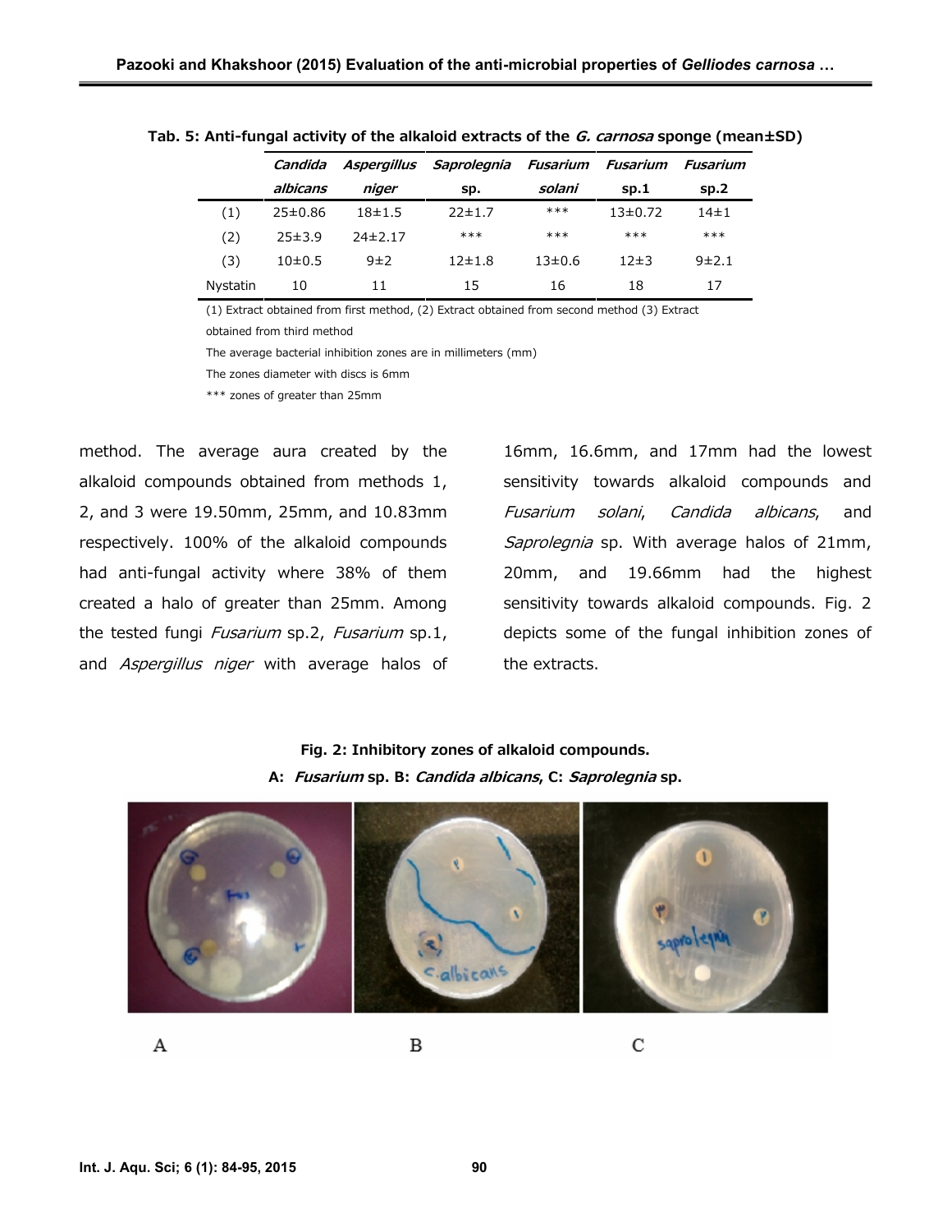**Tab. 5: Anti-fungal activity of the alkaloid extracts of the *G. carnosa* sponge (mean±SD)**

| | *Candida albicans* | *Aspergillus niger* | *Saprolegnia* sp. | *Fusarium solani* | *Fusarium* sp.1 | *Fusarium* sp.2 |
|---|---|---|---|---|---|---|
| (1) | 25±0.86 | 18±1.5 | 22±1.7 | *** | 13±0.72 | 14±1 |
| (2) | 25±3.9 | 24±2.17 | *** | *** | *** | *** |
| (3) | 10±0.5 | 9±2 | 12±1.8 | 13±0.6 | 12±3 | 9±2.1 |
| Nystatin | 10 | 11 | 15 | 16 | 18 | 17 |

(1) Extract obtained from first method, (2) Extract obtained from second method (3) Extract obtained from third method

The average bacterial inhibition zones are in millimeters (mm)

The zones diameter with discs is 6mm

*** zones of greater than 25mm

method. The average aura created by the alkaloid compounds obtained from methods 1, 2, and 3 were 19.50mm, 25mm, and 10.83mm respectively. 100% of the alkaloid compounds had anti-fungal activity where 38% of them created a halo of greater than 25mm. Among the tested fungi *Fusarium* sp.2, *Fusarium* sp.1, and *Aspergillus niger* with average halos of 16mm, 16.6mm, and 17mm had the lowest sensitivity towards alkaloid compounds and *Fusarium solani*, *Candida albicans*, and *Saprolegnia* sp. With average halos of 21mm, 20mm, and 19.66mm had the highest sensitivity towards alkaloid compounds. Fig. 2 depicts some of the fungal inhibition zones of the extracts.

**Fig. 2: Inhibitory zones of alkaloid compounds.**
**A: *Fusarium* sp. B: *Candida albicans*, C: *Saprolegnia* sp.**

A B C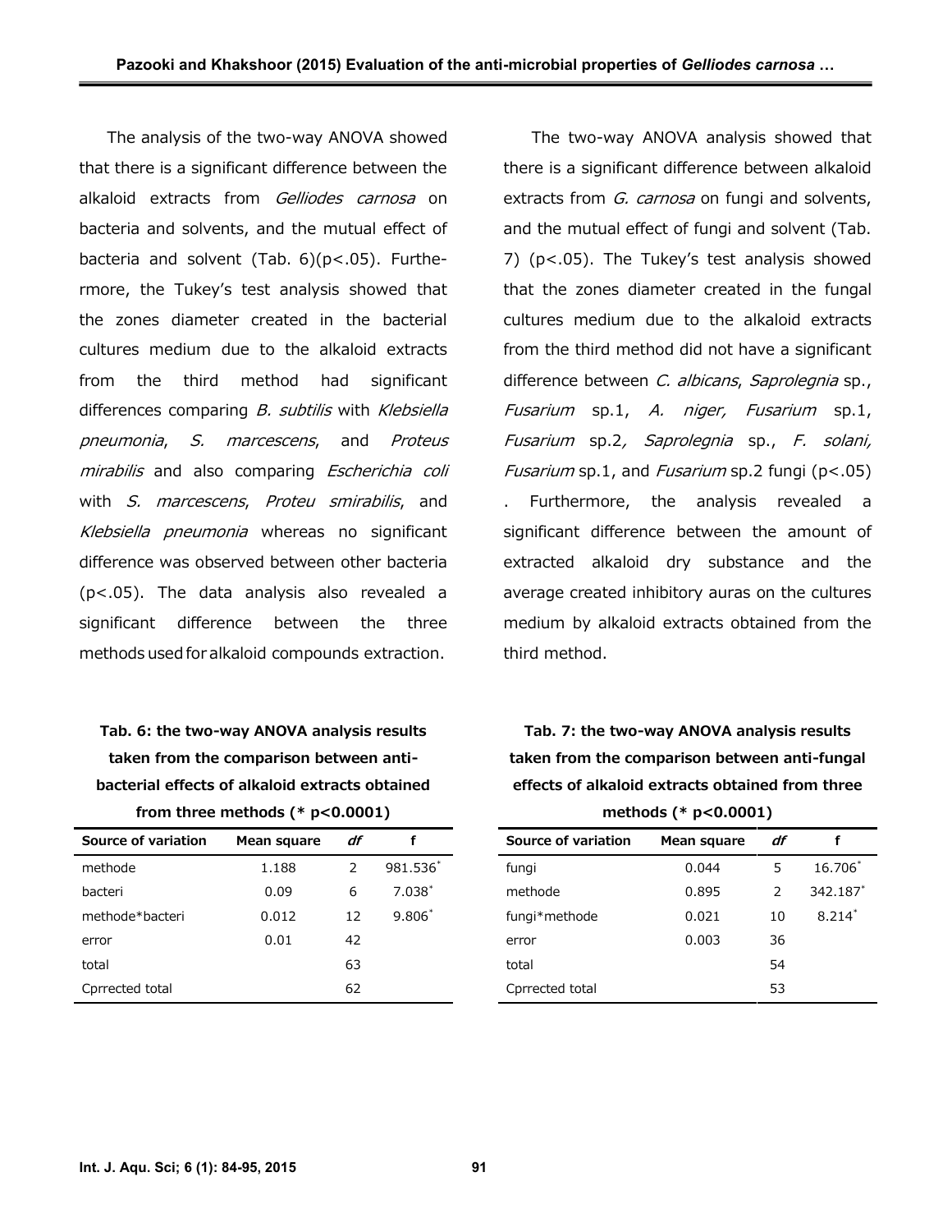The analysis of the two-way ANOVA showed that there is a significant difference between the alkaloid extracts from *Gelliodes carnosa* on bacteria and solvents, and the mutual effect of bacteria and solvent (Tab. 6)($p<.05$). Furthermore, the Tukey's test analysis showed that the zones diameter created in the bacterial cultures medium due to the alkaloid extracts from the third method had significant differences comparing *B. subtilis* with *Klebsiella pneumonia*, *S. marcescens*, and *Proteus mirabilis* and also comparing *Escherichia coli* with *S. marcescens*, *Proteu smirabilis*, and *Klebsiella pneumonia* whereas no significant difference was observed between other bacteria ($p<.05$). The data analysis also revealed a significant difference between the three methods used for alkaloid compounds extraction.

The two-way ANOVA analysis showed that there is a significant difference between alkaloid extracts from *G. carnosa* on fungi and solvents, and the mutual effect of fungi and solvent (Tab. 7) ($p<.05$). The Tukey's test analysis showed that the zones diameter created in the fungal cultures medium due to the alkaloid extracts from the third method did not have a significant difference between *C. albicans*, *Saprolegnia* sp., *Fusarium* sp.1, *A. niger, Fusarium* sp.1, *Fusarium* sp.2*, Saprolegnia* sp., *F. solani, Fusarium* sp.1, and *Fusarium* sp.2 fungi ($p<.05$) . Furthermore, the analysis revealed a significant difference between the amount of extracted alkaloid dry substance and the average created inhibitory auras on the cultures medium by alkaloid extracts obtained from the third method.

**Tab. 6: the two-way ANOVA analysis results taken from the comparison between anti-bacterial effects of alkaloid extracts obtained from three methods (* $p<0.0001$)**

| Source of variation | Mean square | *df* | f |
|---|---|---|---|
| methode | 1.188 | 2 | 981.536* |
| bacteri | 0.09 | 6 | 7.038* |
| methode*bacteri | 0.012 | 12 | 9.806* |
| error | 0.01 | 42 | |
| total | | 63 | |
| Cprrected total | | 62 | |

**Tab. 7: the two-way ANOVA analysis results taken from the comparison between anti-fungal effects of alkaloid extracts obtained from three methods (* $p<0.0001$)**

| Source of variation | Mean square | *df* | f |
|---|---|---|---|
| fungi | 0.044 | 5 | 16.706* |
| methode | 0.895 | 2 | 342.187* |
| fungi*methode | 0.021 | 10 | 8.214* |
| error | 0.003 | 36 | |
| total | | 54 | |
| Cprrected total | | 53 | |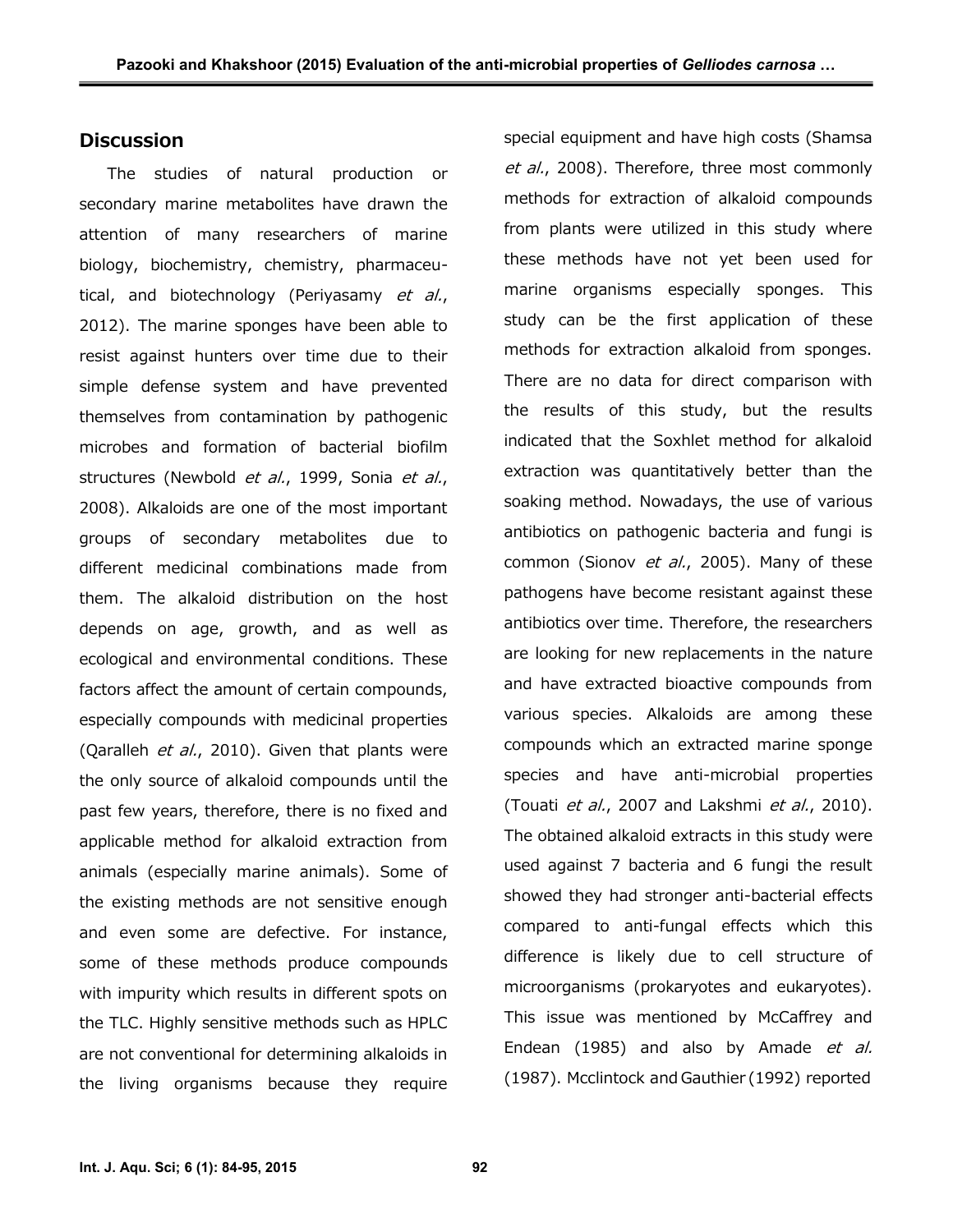## Discussion

The studies of natural production or secondary marine metabolites have drawn the attention of many researchers of marine biology, biochemistry, chemistry, pharmaceutical, and biotechnology (Periyasamy *et al.*, 2012). The marine sponges have been able to resist against hunters over time due to their simple defense system and have prevented themselves from contamination by pathogenic microbes and formation of bacterial biofilm structures (Newbold *et al.*, 1999, Sonia *et al.*, 2008). Alkaloids are one of the most important groups of secondary metabolites due to different medicinal combinations made from them. The alkaloid distribution on the host depends on age, growth, and as well as ecological and environmental conditions. These factors affect the amount of certain compounds, especially compounds with medicinal properties (Qaralleh *et al.*, 2010). Given that plants were the only source of alkaloid compounds until the past few years, therefore, there is no fixed and applicable method for alkaloid extraction from animals (especially marine animals). Some of the existing methods are not sensitive enough and even some are defective. For instance, some of these methods produce compounds with impurity which results in different spots on the TLC. Highly sensitive methods such as HPLC are not conventional for determining alkaloids in the living organisms because they require special equipment and have high costs (Shamsa *et al.*, 2008). Therefore, three most commonly methods for extraction of alkaloid compounds from plants were utilized in this study where these methods have not yet been used for marine organisms especially sponges. This study can be the first application of these methods for extraction alkaloid from sponges. There are no data for direct comparison with the results of this study, but the results indicated that the Soxhlet method for alkaloid extraction was quantitatively better than the soaking method. Nowadays, the use of various antibiotics on pathogenic bacteria and fungi is common (Sionov *et al.*, 2005). Many of these pathogens have become resistant against these antibiotics over time. Therefore, the researchers are looking for new replacements in the nature and have extracted bioactive compounds from various species. Alkaloids are among these compounds which an extracted marine sponge species and have anti-microbial properties (Touati *et al.*, 2007 and Lakshmi *et al.*, 2010). The obtained alkaloid extracts in this study were used against 7 bacteria and 6 fungi the result showed they had stronger anti-bacterial effects compared to anti-fungal effects which this difference is likely due to cell structure of microorganisms (prokaryotes and eukaryotes). This issue was mentioned by McCaffrey and Endean (1985) and also by Amade *et al.* (1987). Mcclintock and Gauthier (1992) reported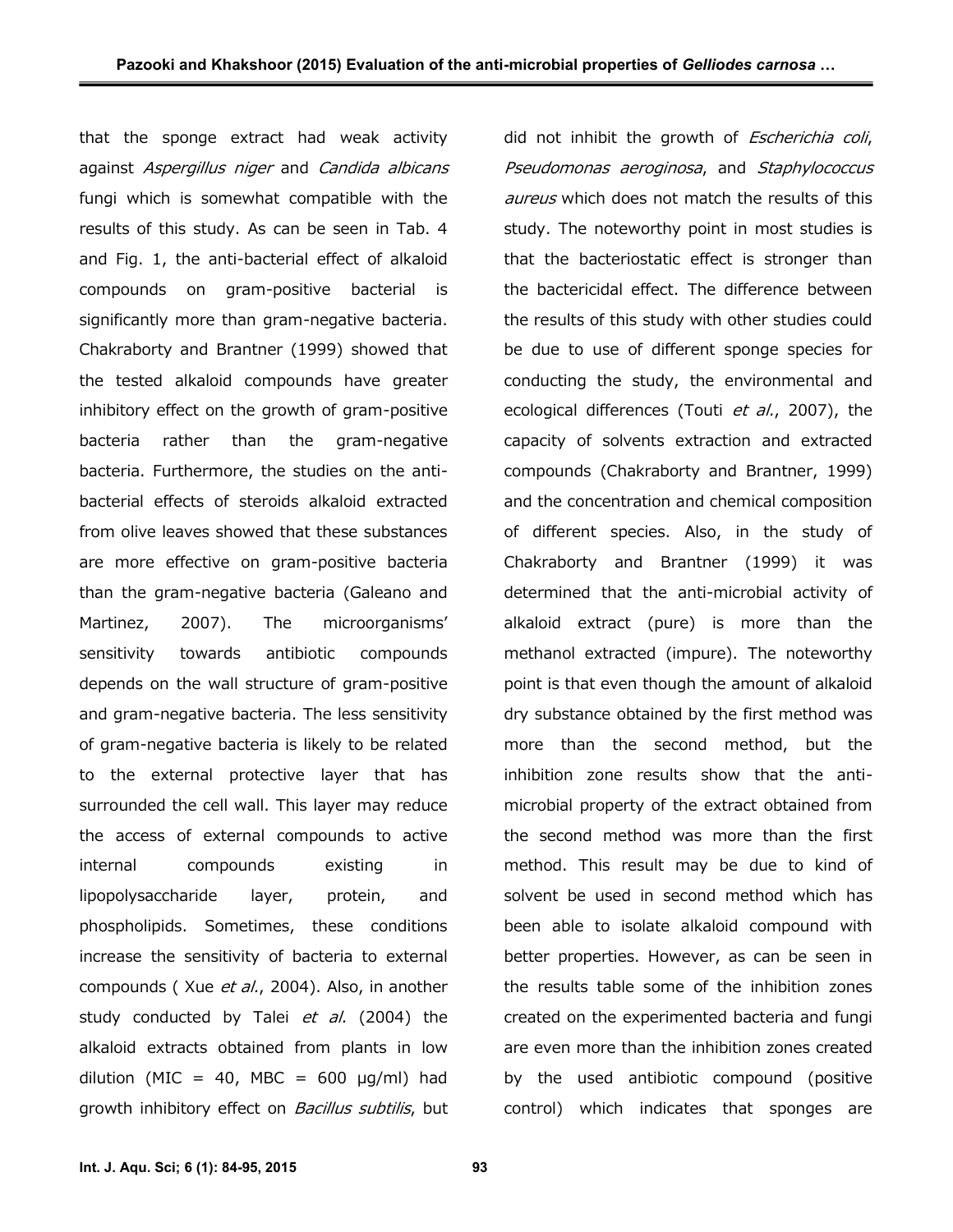that the sponge extract had weak activity against *Aspergillus niger* and *Candida albicans* fungi which is somewhat compatible with the results of this study. As can be seen in Tab. 4 and Fig. 1, the anti-bacterial effect of alkaloid compounds on gram-positive bacterial is significantly more than gram-negative bacteria. Chakraborty and Brantner (1999) showed that the tested alkaloid compounds have greater inhibitory effect on the growth of gram-positive bacteria rather than the gram-negative bacteria. Furthermore, the studies on the anti-bacterial effects of steroids alkaloid extracted from olive leaves showed that these substances are more effective on gram-positive bacteria than the gram-negative bacteria (Galeano and Martinez, 2007). The microorganisms' sensitivity towards antibiotic compounds depends on the wall structure of gram-positive and gram-negative bacteria. The less sensitivity of gram-negative bacteria is likely to be related to the external protective layer that has surrounded the cell wall. This layer may reduce the access of external compounds to active internal compounds existing in lipopolysaccharide layer, protein, and phospholipids. Sometimes, these conditions increase the sensitivity of bacteria to external compounds ( Xue *et al.*, 2004). Also, in another study conducted by Talei *et al.* (2004) the alkaloid extracts obtained from plants in low dilution (MIC = 40, MBC = 600 µg/ml) had growth inhibitory effect on *Bacillus subtilis*, but did not inhibit the growth of *Escherichia coli*, *Pseudomonas aeroginosa*, and *Staphylococcus aureus* which does not match the results of this study. The noteworthy point in most studies is that the bacteriostatic effect is stronger than the bactericidal effect. The difference between the results of this study with other studies could be due to use of different sponge species for conducting the study, the environmental and ecological differences (Touti *et al.*, 2007), the capacity of solvents extraction and extracted compounds (Chakraborty and Brantner, 1999) and the concentration and chemical composition of different species. Also, in the study of Chakraborty and Brantner (1999) it was determined that the anti-microbial activity of alkaloid extract (pure) is more than the methanol extracted (impure). The noteworthy point is that even though the amount of alkaloid dry substance obtained by the first method was more than the second method, but the inhibition zone results show that the anti-microbial property of the extract obtained from the second method was more than the first method. This result may be due to kind of solvent be used in second method which has been able to isolate alkaloid compound with better properties. However, as can be seen in the results table some of the inhibition zones created on the experimented bacteria and fungi are even more than the inhibition zones created by the used antibiotic compound (positive control) which indicates that sponges are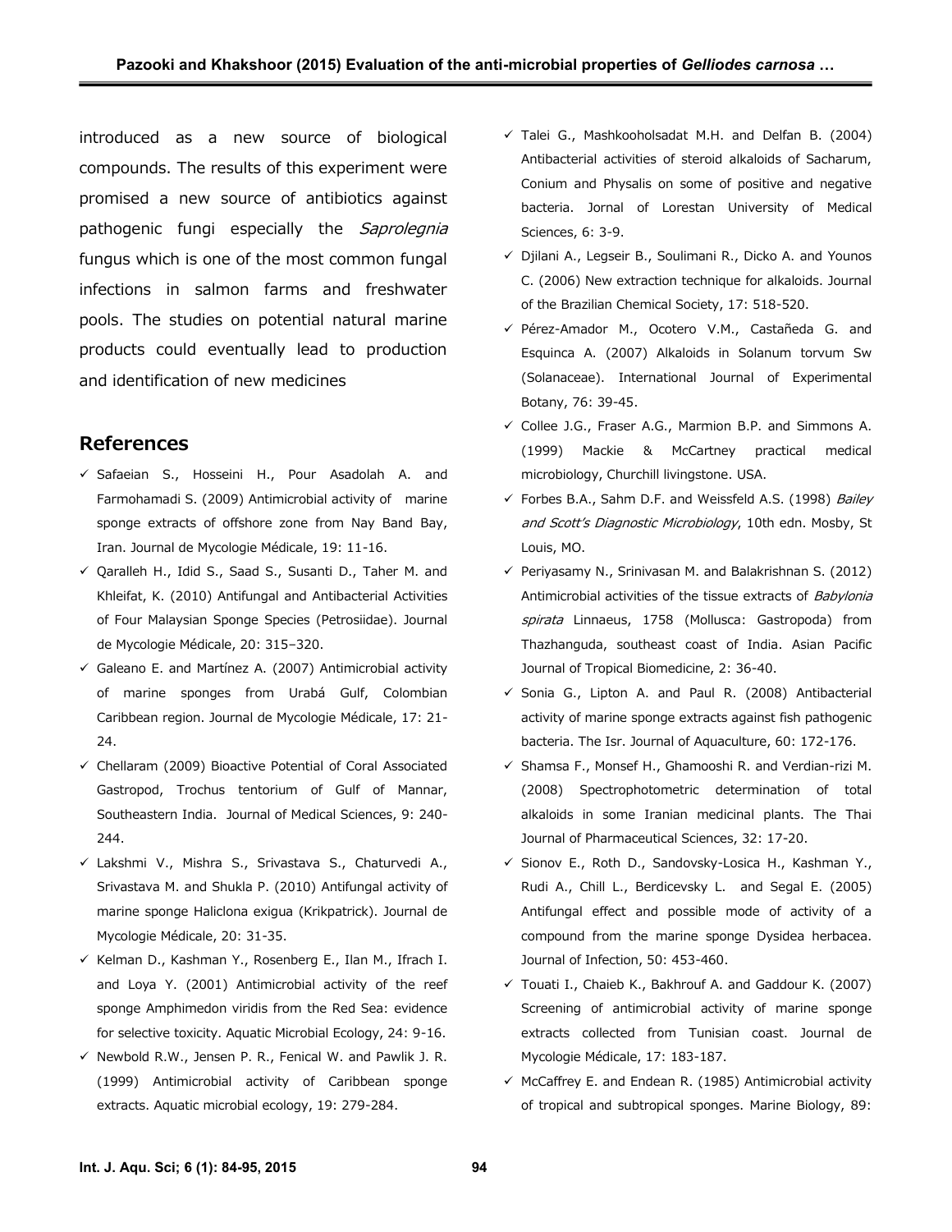introduced as a new source of biological compounds. The results of this experiment were promised a new source of antibiotics against pathogenic fungi especially the *Saprolegnia* fungus which is one of the most common fungal infections in salmon farms and freshwater pools. The studies on potential natural marine products could eventually lead to production and identification of new medicines

## References

- ✓ Safaeian S., Hosseini H., Pour Asadolah A. and Farmohamadi S. (2009) Antimicrobial activity of marine sponge extracts of offshore zone from Nay Band Bay, Iran. Journal de Mycologie Médicale, 19: 11-16.
- ✓ Qaralleh H., Idid S., Saad S., Susanti D., Taher M. and Khleifat, K. (2010) Antifungal and Antibacterial Activities of Four Malaysian Sponge Species (Petrosiidae). Journal de Mycologie Médicale, 20: 315–320.
- ✓ Galeano E. and Martínez A. (2007) Antimicrobial activity of marine sponges from Urabá Gulf, Colombian Caribbean region. Journal de Mycologie Médicale, 17: 21-24.
- ✓ Chellaram (2009) Bioactive Potential of Coral Associated Gastropod, Trochus tentorium of Gulf of Mannar, Southeastern India. Journal of Medical Sciences, 9: 240-244.
- ✓ Lakshmi V., Mishra S., Srivastava S., Chaturvedi A., Srivastava M. and Shukla P. (2010) Antifungal activity of marine sponge Haliclona exigua (Krikpatrick). Journal de Mycologie Médicale, 20: 31-35.
- ✓ Kelman D., Kashman Y., Rosenberg E., Ilan M., Ifrach I. and Loya Y. (2001) Antimicrobial activity of the reef sponge Amphimedon viridis from the Red Sea: evidence for selective toxicity. Aquatic Microbial Ecology, 24: 9-16.
- ✓ Newbold R.W., Jensen P. R., Fenical W. and Pawlik J. R. (1999) Antimicrobial activity of Caribbean sponge extracts. Aquatic microbial ecology, 19: 279-284.
- ✓ Talei G., Mashkooholsadat M.H. and Delfan B. (2004) Antibacterial activities of steroid alkaloids of Sacharum, Conium and Physalis on some of positive and negative bacteria. Jornal of Lorestan University of Medical Sciences, 6: 3-9.
- ✓ Djilani A., Legseir B., Soulimani R., Dicko A. and Younos C. (2006) New extraction technique for alkaloids. Journal of the Brazilian Chemical Society, 17: 518-520.
- ✓ Pérez-Amador M., Ocotero V.M., Castañeda G. and Esquinca A. (2007) Alkaloids in Solanum torvum Sw (Solanaceae). International Journal of Experimental Botany, 76: 39-45.
- ✓ Collee J.G., Fraser A.G., Marmion B.P. and Simmons A. (1999) Mackie & McCartney practical medical microbiology, Churchill livingstone. USA.
- ✓ Forbes B.A., Sahm D.F. and Weissfeld A.S. (1998) *Bailey and Scott's Diagnostic Microbiology*, 10th edn. Mosby, St Louis, MO.
- ✓ Periyasamy N., Srinivasan M. and Balakrishnan S. (2012) Antimicrobial activities of the tissue extracts of *Babylonia spirata* Linnaeus, 1758 (Mollusca: Gastropoda) from Thazhanguda, southeast coast of India. Asian Pacific Journal of Tropical Biomedicine, 2: 36-40.
- ✓ Sonia G., Lipton A. and Paul R. (2008) Antibacterial activity of marine sponge extracts against fish pathogenic bacteria. The Isr. Journal of Aquaculture, 60: 172-176.
- ✓ Shamsa F., Monsef H., Ghamooshi R. and Verdian-rizi M. (2008) Spectrophotometric determination of total alkaloids in some Iranian medicinal plants. The Thai Journal of Pharmaceutical Sciences, 32: 17-20.
- ✓ Sionov E., Roth D., Sandovsky-Losica H., Kashman Y., Rudi A., Chill L., Berdicevsky L. and Segal E. (2005) Antifungal effect and possible mode of activity of a compound from the marine sponge Dysidea herbacea. Journal of Infection, 50: 453-460.
- ✓ Touati I., Chaieb K., Bakhrouf A. and Gaddour K. (2007) Screening of antimicrobial activity of marine sponge extracts collected from Tunisian coast. Journal de Mycologie Médicale, 17: 183-187.
- ✓ McCaffrey E. and Endean R. (1985) Antimicrobial activity of tropical and subtropical sponges. Marine Biology, 89: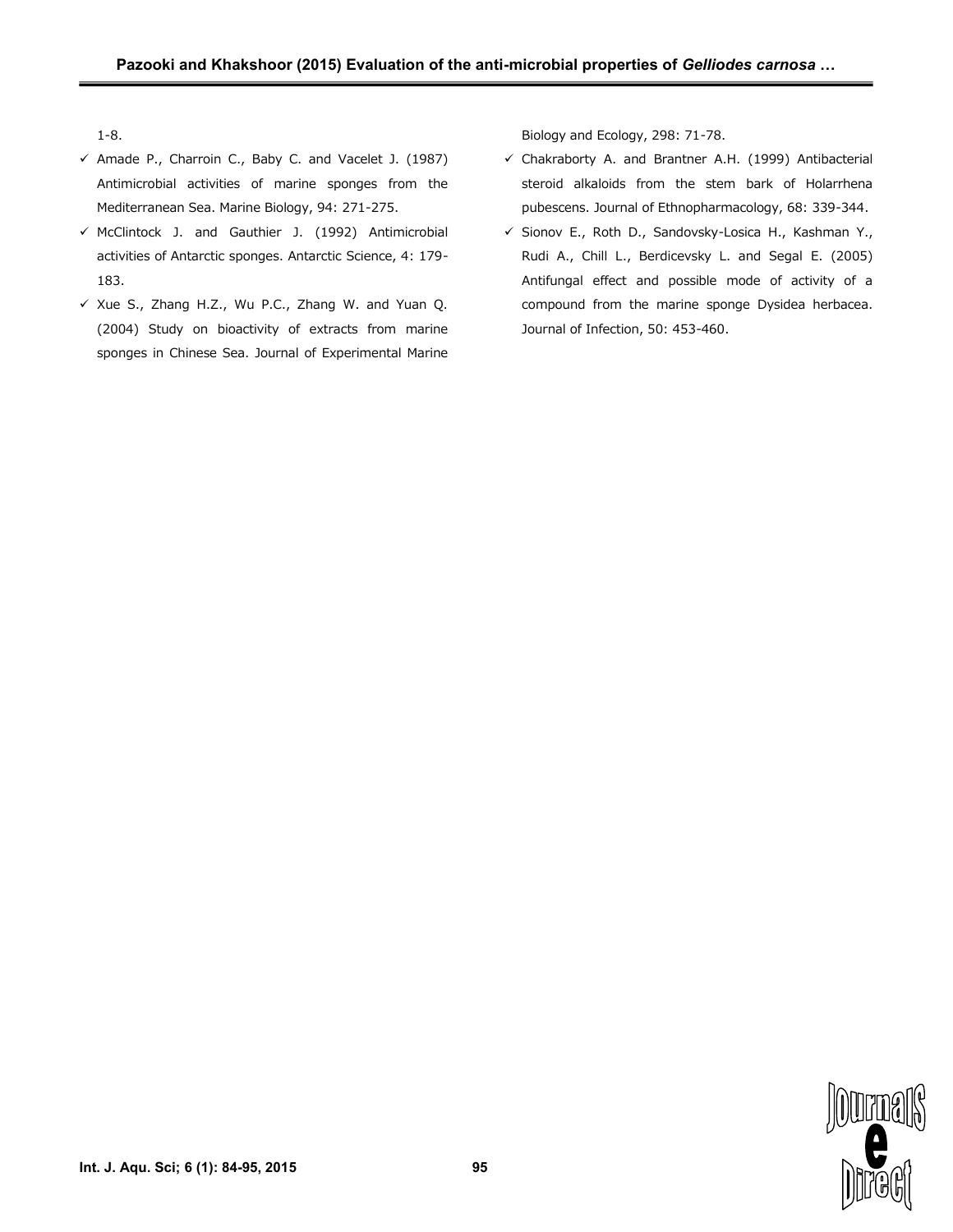1-8.

- ✓ Amade P., Charroin C., Baby C. and Vacelet J. (1987) Antimicrobial activities of marine sponges from the Mediterranean Sea. Marine Biology, 94: 271-275.
- ✓ McClintock J. and Gauthier J. (1992) Antimicrobial activities of Antarctic sponges. Antarctic Science, 4: 179-183.
- ✓ Xue S., Zhang H.Z., Wu P.C., Zhang W. and Yuan Q. (2004) Study on bioactivity of extracts from marine sponges in Chinese Sea. Journal of Experimental Marine Biology and Ecology, 298: 71-78.
- ✓ Chakraborty A. and Brantner A.H. (1999) Antibacterial steroid alkaloids from the stem bark of Holarrhena pubescens. Journal of Ethnopharmacology, 68: 339-344.
- ✓ Sionov E., Roth D., Sandovsky-Losica H., Kashman Y., Rudi A., Chill L., Berdicevsky L. and Segal E. (2005) Antifungal effect and possible mode of activity of a compound from the marine sponge Dysidea herbacea. Journal of Infection, 50: 453-460.